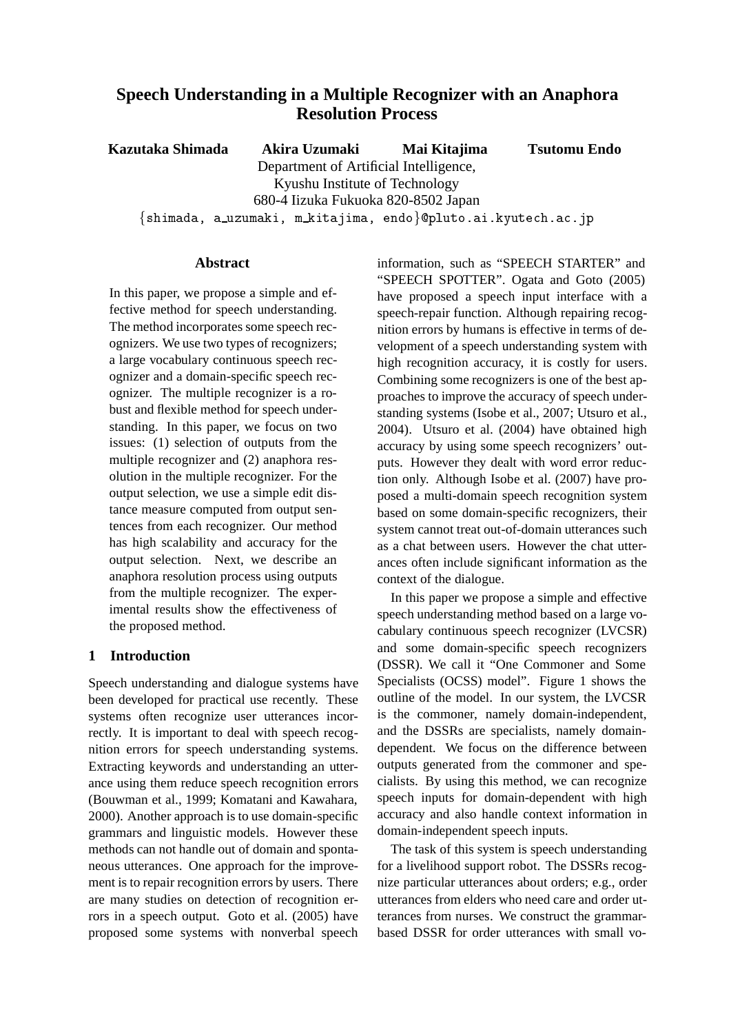# Speech Understanding in a Multiple Recognizer with an Anaphora Resolution Process

**Kazutaka Shimada Akira Uzumaki Mai Kitajima Tsutomu Endo**

Department of Artificial Intelligence,
Kyushu Institute of Technology
680-4 Iizuka Fukuoka 820-8502 Japan
{shimada, a_uzumaki, m_kitajima, endo}@pluto.ai.kyutech.ac.jp

## Abstract

In this paper, we propose a simple and effective method for speech understanding. The method incorporates some speech recognizers. We use two types of recognizers; a large vocabulary continuous speech recognizer and a domain-specific speech recognizer. The multiple recognizer is a robust and flexible method for speech understanding. In this paper, we focus on two issues: (1) selection of outputs from the multiple recognizer and (2) anaphora resolution in the multiple recognizer. For the output selection, we use a simple edit distance measure computed from output sentences from each recognizer. Our method has high scalability and accuracy for the output selection. Next, we describe an anaphora resolution process using outputs from the multiple recognizer. The experimental results show the effectiveness of the proposed method.

## 1 Introduction

Speech understanding and dialogue systems have been developed for practical use recently. These systems often recognize user utterances incorrectly. It is important to deal with speech recognition errors for speech understanding systems. Extracting keywords and understanding an utterance using them reduce speech recognition errors (Bouwman et al., 1999; Komatani and Kawahara, 2000). Another approach is to use domain-specific grammars and linguistic models. However these methods can not handle out of domain and spontaneous utterances. One approach for the improvement is to repair recognition errors by users. There are many studies on detection of recognition errors in a speech output. Goto et al. (2005) have proposed some systems with nonverbal speech information, such as "SPEECH STARTER" and "SPEECH SPOTTER". Ogata and Goto (2005) have proposed a speech input interface with a speech-repair function. Although repairing recognition errors by humans is effective in terms of development of a speech understanding system with high recognition accuracy, it is costly for users. Combining some recognizers is one of the best approaches to improve the accuracy of speech understanding systems (Isobe et al., 2007; Utsuro et al., 2004). Utsuro et al. (2004) have obtained high accuracy by using some speech recognizers' outputs. However they dealt with word error reduction only. Although Isobe et al. (2007) have proposed a multi-domain speech recognition system based on some domain-specific recognizers, their system cannot treat out-of-domain utterances such as a chat between users. However the chat utterances often include significant information as the context of the dialogue.

In this paper we propose a simple and effective speech understanding method based on a large vocabulary continuous speech recognizer (LVCSR) and some domain-specific speech recognizers (DSSR). We call it "One Commoner and Some Specialists (OCSS) model". Figure 1 shows the outline of the model. In our system, the LVCSR is the commoner, namely domain-independent, and the DSSRs are specialists, namely domain-dependent. We focus on the difference between outputs generated from the commoner and specialists. By using this method, we can recognize speech inputs for domain-dependent with high accuracy and also handle context information in domain-independent speech inputs.

The task of this system is speech understanding for a livelihood support robot. The DSSRs recognize particular utterances about orders; e.g., order utterances from elders who need care and order utterances from nurses. We construct the grammar-based DSSR for order utterances with small vo-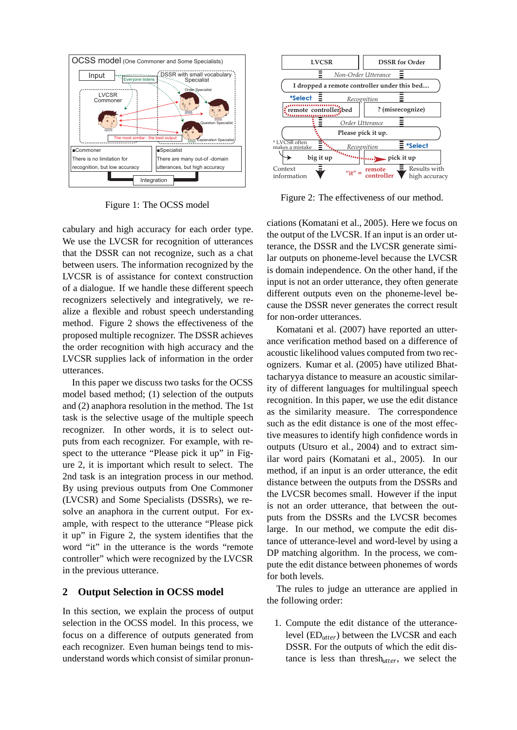Figure 1: The OCSS model

Figure 2: The effectiveness of our method.

cabulary and high accuracy for each order type. We use the LVCSR for recognition of utterances that the DSSR can not recognize, such as a chat between users. The information recognized by the LVCSR is of assistance for context construction of a dialogue. If we handle these different speech recognizers selectively and integratively, we realize a flexible and robust speech understanding method. Figure 2 shows the effectiveness of the proposed multiple recognizer. The DSSR achieves the order recognition with high accuracy and the LVCSR supplies lack of information in the order utterances.

In this paper we discuss two tasks for the OCSS model based method; (1) selection of the outputs and (2) anaphora resolution in the method. The 1st task is the selective usage of the multiple speech recognizer. In other words, it is to select outputs from each recognizer. For example, with respect to the utterance "Please pick it up" in Figure 2, it is important which result to select. The 2nd task is an integration process in our method. By using previous outputs from One Commoner (LVCSR) and Some Specialists (DSSRs), we resolve an anaphora in the current output. For example, with respect to the utterance "Please pick it up" in Figure 2, the system identifies that the word "it" in the utterance is the words "remote controller" which were recognized by the LVCSR in the previous utterance.

## 2 Output Selection in OCSS model

In this section, we explain the process of output selection in the OCSS model. In this process, we focus on a difference of outputs generated from each recognizer. Even human beings tend to misunderstand words which consist of similar pronunciations (Komatani et al., 2005). Here we focus on the output of the LVCSR. If an input is an order utterance, the DSSR and the LVCSR generate similar outputs on phoneme-level because the LVCSR is domain independence. On the other hand, if the input is not an order utterance, they often generate different outputs even on the phoneme-level because the DSSR never generates the correct result for non-order utterances.

Komatani et al. (2007) have reported an utterance verification method based on a difference of acoustic likelihood values computed from two recognizers. Kumar et al. (2005) have utilized Bhattacharyya distance to measure an acoustic similarity of different languages for multilingual speech recognition. In this paper, we use the edit distance as the similarity measure. The correspondence such as the edit distance is one of the most effective measures to identify high confidence words in outputs (Utsuro et al., 2004) and to extract similar word pairs (Komatani et al., 2005). In our method, if an input is an order utterance, the edit distance between the outputs from the DSSRs and the LVCSR becomes small. However if the input is not an order utterance, that between the outputs from the DSSRs and the LVCSR becomes large. In our method, we compute the edit distance of utterance-level and word-level by using a DP matching algorithm. In the process, we compute the edit distance between phonemes of words for both levels.

The rules to judge an utterance are applied in the following order:

1. Compute the edit distance of the utterance-level ($ED_{utter}$) between the LVCSR and each DSSR. For the outputs of which the edit distance is less than $thresh_{utter}$, we select the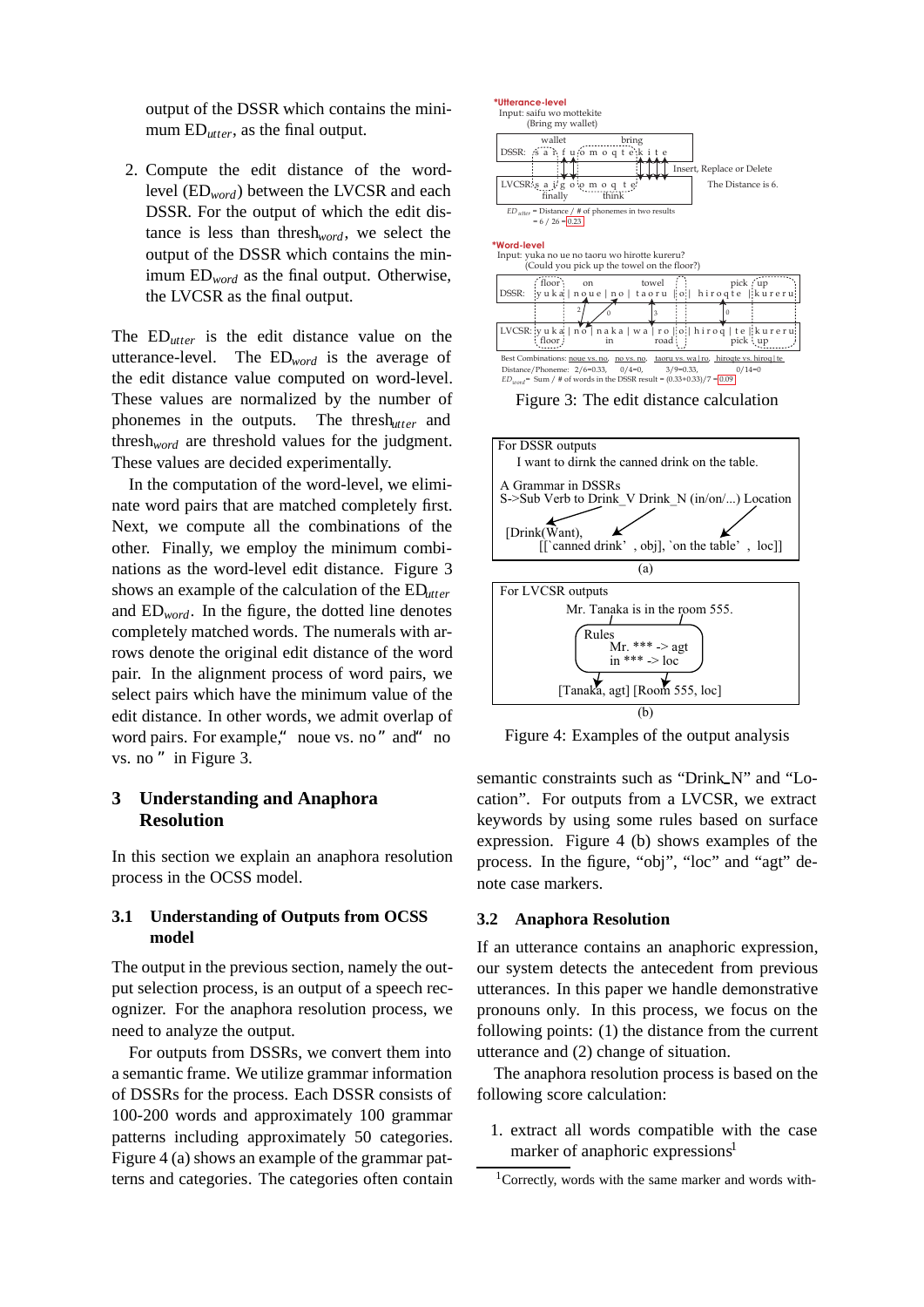output of the DSSR which contains the minimum $ED_{utter}$, as the final output.

2. Compute the edit distance of the word-level ($ED_{word}$) between the LVCSR and each DSSR. For the output of which the edit distance is less than $thresh_{word}$, we select the output of the DSSR which contains the minimum $ED_{word}$ as the final output. Otherwise, the LVCSR as the final output.

The $ED_{utter}$ is the edit distance value on the utterance-level. The $ED_{word}$ is the average of the edit distance value computed on word-level. These values are normalized by the number of phonemes in the outputs. The $thresh_{utter}$ and $thresh_{word}$ are threshold values for the judgment. These values are decided experimentally.

In the computation of the word-level, we eliminate word pairs that are matched completely first. Next, we compute all the combinations of the other. Finally, we employ the minimum combinations as the word-level edit distance. Figure 3 shows an example of the calculation of the $ED_{utter}$ and $ED_{word}$. In the figure, the dotted line denotes completely matched words. The numerals with arrows denote the original edit distance of the word pair. In the alignment process of word pairs, we select pairs which have the minimum value of the edit distance. In other words, we admit overlap of word pairs. For example," noue vs. no" and" no vs. no" in Figure 3.

Figure 3: The edit distance calculation

Figure 4: Examples of the output analysis

## 3 Understanding and Anaphora Resolution

In this section we explain an anaphora resolution process in the OCSS model.

### 3.1 Understanding of Outputs from OCSS model

The output in the previous section, namely the output selection process, is an output of a speech recognizer. For the anaphora resolution process, we need to analyze the output.

For outputs from DSSRs, we convert them into a semantic frame. We utilize grammar information of DSSRs for the process. Each DSSR consists of 100-200 words and approximately 100 grammar patterns including approximately 50 categories. Figure 4 (a) shows an example of the grammar patterns and categories. The categories often contain semantic constraints such as "Drink_N" and "Location". For outputs from a LVCSR, we extract keywords by using some rules based on surface expression. Figure 4 (b) shows examples of the process. In the figure, "obj", "loc" and "agt" denote case markers.

### 3.2 Anaphora Resolution

If an utterance contains an anaphoric expression, our system detects the antecedent from previous utterances. In this paper we handle demonstrative pronouns only. In this process, we focus on the following points: (1) the distance from the current utterance and (2) change of situation.

The anaphora resolution process is based on the following score calculation:

1. extract all words compatible with the case marker of anaphoric expressions[1]

[1] Correctly, words with the same marker and words with-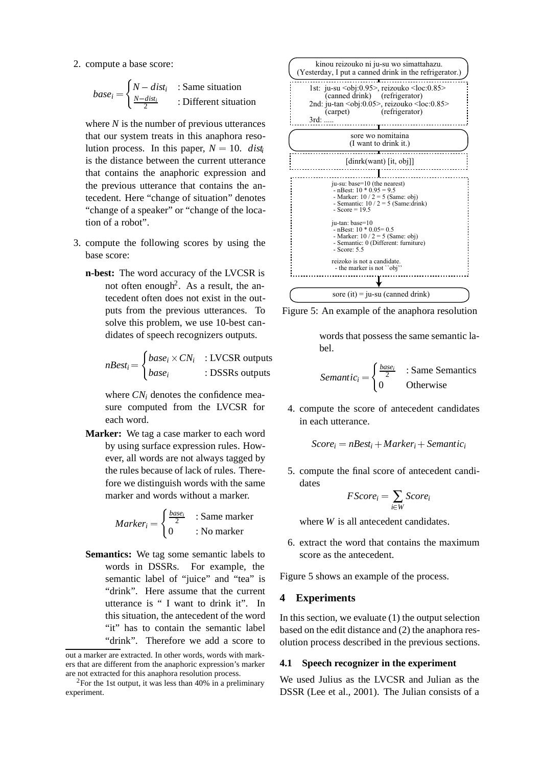2. compute a base score:

$$base_i = \begin{cases} N - dist_i & \text{: Same situation} \\ \frac{N - dist_i}{2} & \text{: Different situation} \end{cases}$$

   where $N$ is the number of previous utterances that our system treats in this anaphora resolution process. In this paper, $N = 10$. $dist_i$ is the distance between the current utterance that contains the anaphoric expression and the previous utterance that contains the antecedent. Here "change of situation" denotes "change of a speaker" or "change of the location of a robot".

3. compute the following scores by using the base score:

   **n-best:** The word accuracy of the LVCSR is not often enough[2]. As a result, the antecedent often does not exist in the outputs from the previous utterances. To solve this problem, we use 10-best candidates of speech recognizers outputs.

$$nBest_i = \begin{cases} base_i \times CN_i & \text{: LVCSR outputs} \\ base_i & \text{: DSSRs outputs} \end{cases}$$

   where $CN_i$ denotes the confidence measure computed from the LVCSR for each word.

   **Marker:** We tag a case marker to each word by using surface expression rules. However, all words are not always tagged by the rules because of lack of rules. Therefore we distinguish words with the same marker and words without a marker.

$$Marker_i = \begin{cases} \frac{base_i}{2} & \text{: Same marker} \\ 0 & \text{: No marker} \end{cases}$$

   **Semantics:** We tag some semantic labels to words in DSSRs. For example, the semantic label of "juice" and "tea" is "drink". Here assume that the current utterance is " I want to drink it". In this situation, the antecedent of the word "it" has to contain the semantic label "drink". Therefore we add a score to words that possess the same semantic label.

$$Semantic_i = \begin{cases} \frac{base_i}{2} & \text{: Same Semantics} \\ 0 & \text{Otherwise} \end{cases}$$

4. compute the score of antecedent candidates in each utterance.

$$Score_i = nBest_i + Marker_i + Semantic_i$$

5. compute the final score of antecedent candidates

$$FScore_i = \sum_{i \in W} Score_i$$

   where $W$ is all antecedent candidates.

6. extract the word that contains the maximum score as the antecedent.

Figure 5 shows an example of the process.

```
kinou reizouko ni ju-su wo simattahazu.
(Yesterday, I put a canned drink in the refrigerator.)

1st: ju-su <obj:0.95>, reizouko <loc:0.85>
     (canned drink)    (refrigerator)
2nd: ju-tan <obj:0.05>, reizouko <loc:0.85>
     (carpet)          (refrigerator)
3rd: .....

sore wo nomitaina
(I want to drink it.)

[dinrk(want) [it, obj]]

ju-su: base=10 (the nearest)
 - nBest: 10 * 0.95 = 9.5
 - Marker: 10 / 2 = 5 (Same: obj)
 - Semantic: 10 / 2 = 5 (Same:drink)
 - Score = 19.5

ju-tan: base=10
 - nBest: 10 * 0.05= 0.5
 - Marker: 10 / 2 = 5 (Same: obj)
 - Semantic: 0 (Different: furniture)
 - Score: 5.5

reizoko is not a candidate.
 - the marker is not ``obj''

sore (it) = ju-su (canned drink)
```

Figure 5: An example of the anaphora resolution

## 4 Experiments

In this section, we evaluate (1) the output selection based on the edit distance and (2) the anaphora resolution process described in the previous sections.

### 4.1 Speech recognizer in the experiment

We used Julius as the LVCSR and Julian as the DSSR (Lee et al., 2001). The Julian consists of a

---

out a marker are extracted. In other words, words with markers that are different from the anaphoric expression's marker are not extracted for this anaphora resolution process.

[2] For the 1st output, it was less than 40% in a preliminary experiment.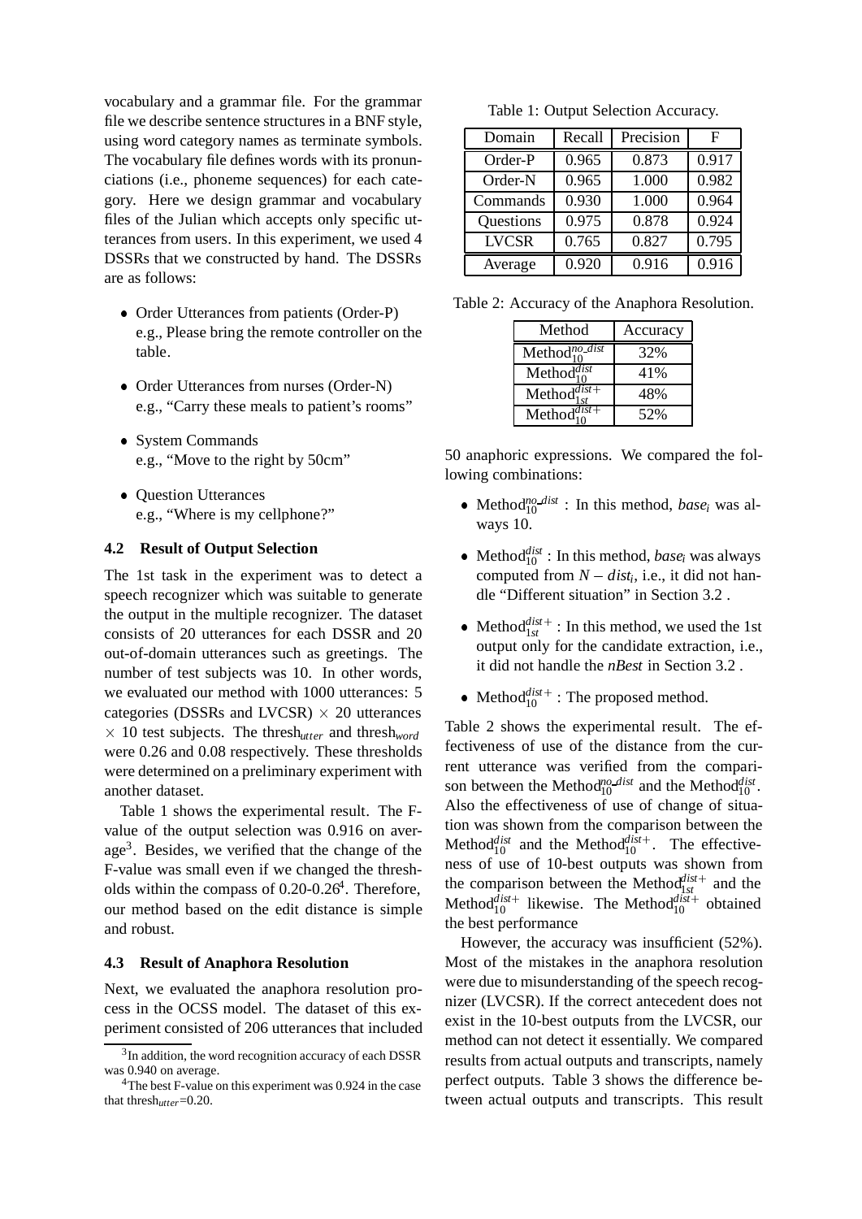vocabulary and a grammar file. For the grammar file we describe sentence structures in a BNF style, using word category names as terminate symbols. The vocabulary file defines words with its pronunciations (i.e., phoneme sequences) for each category. Here we design grammar and vocabulary files of the Julian which accepts only specific utterances from users. In this experiment, we used 4 DSSRs that we constructed by hand. The DSSRs are as follows:

- Order Utterances from patients (Order-P)
  e.g., Please bring the remote controller on the table.
- Order Utterances from nurses (Order-N)
  e.g., "Carry these meals to patient's rooms"
- System Commands
  e.g., "Move to the right by 50cm"
- Question Utterances
  e.g., "Where is my cellphone?"

### 4.2 Result of Output Selection

The 1st task in the experiment was to detect a speech recognizer which was suitable to generate the output in the multiple recognizer. The dataset consists of 20 utterances for each DSSR and 20 out-of-domain utterances such as greetings. The number of test subjects was 10. In other words, we evaluated our method with 1000 utterances: 5 categories (DSSRs and LVCSR) $\times$ 20 utterances $\times$ 10 test subjects. The $thresh_{utter}$ and $thresh_{word}$ were 0.26 and 0.08 respectively. These thresholds were determined on a preliminary experiment with another dataset.

Table 1 shows the experimental result. The F-value of the output selection was 0.916 on average[3]. Besides, we verified that the change of the F-value was small even if we changed the thresholds within the compass of 0.20-0.26[4]. Therefore, our method based on the edit distance is simple and robust.

Table 1: Output Selection Accuracy.

| Domain | Recall | Precision | F |
|---|---|---|---|
| Order-P | 0.965 | 0.873 | 0.917 |
| Order-N | 0.965 | 1.000 | 0.982 |
| Commands | 0.930 | 1.000 | 0.964 |
| Questions | 0.975 | 0.878 | 0.924 |
| LVCSR | 0.765 | 0.827 | 0.795 |
| Average | 0.920 | 0.916 | 0.916 |

### 4.3 Result of Anaphora Resolution

Next, we evaluated the anaphora resolution process in the OCSS model. The dataset of this experiment consisted of 206 utterances that included 50 anaphoric expressions. We compared the following combinations:

Table 2: Accuracy of the Anaphora Resolution.

| Method | Accuracy |
|---|---|
| $\text{Method}_{10}^{no\_dist}$ | 32% |
| $\text{Method}_{10}^{dist}$ | 41% |
| $\text{Method}_{1st}^{dist+}$ | 48% |
| $\text{Method}_{10}^{dist+}$ | 52% |

- $\text{Method}_{10}^{no\_dist}$ : In this method, $base_i$ was always 10.
- $\text{Method}_{10}^{dist}$ : In this method, $base_i$ was always computed from $N - dist_i$, i.e., it did not handle "Different situation" in Section 3.2 .
- $\text{Method}_{1st}^{dist+}$ : In this method, we used the 1st output only for the candidate extraction, i.e., it did not handle the *nBest* in Section 3.2 .
- $\text{Method}_{10}^{dist+}$ : The proposed method.

Table 2 shows the experimental result. The effectiveness of use of the distance from the current utterance was verified from the comparison between the $\text{Method}_{10}^{no\_dist}$ and the $\text{Method}_{10}^{dist}$. Also the effectiveness of use of change of situation was shown from the comparison between the $\text{Method}_{10}^{dist}$ and the $\text{Method}_{10}^{dist+}$. The effectiveness of use of 10-best outputs was shown from the comparison between the $\text{Method}_{1st}^{dist+}$ and the $\text{Method}_{10}^{dist+}$ likewise. The $\text{Method}_{10}^{dist+}$ obtained the best performance

However, the accuracy was insufficient (52%). Most of the mistakes in the anaphora resolution were due to misunderstanding of the speech recognizer (LVCSR). If the correct antecedent does not exist in the 10-best outputs from the LVCSR, our method can not detect it essentially. We compared results from actual outputs and transcripts, namely perfect outputs. Table 3 shows the difference between actual outputs and transcripts. This result

[3] In addition, the word recognition accuracy of each DSSR was 0.940 on average.

[4] The best F-value on this experiment was 0.924 in the case that $thresh_{utter}$=0.20.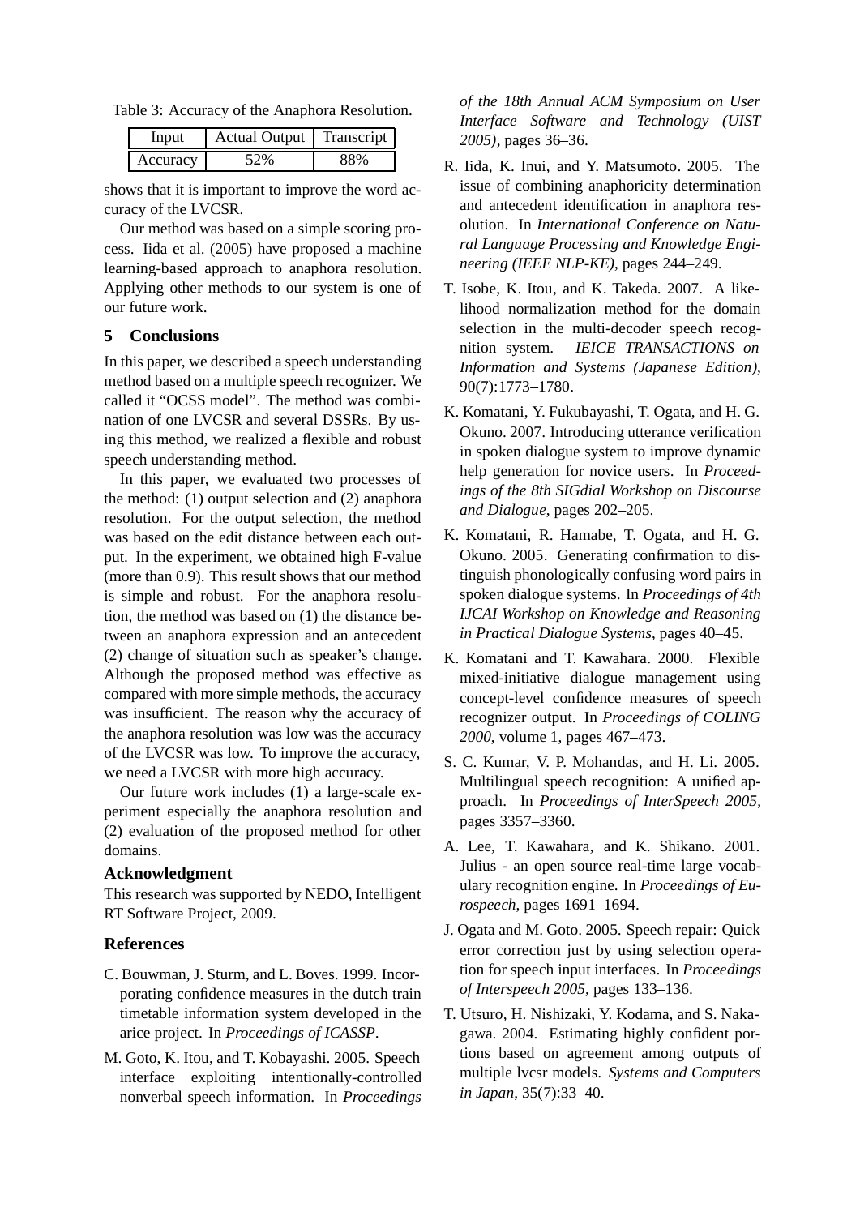Table 3: Accuracy of the Anaphora Resolution.

| Input | Actual Output | Transcript |
|---|---|---|
| Accuracy | 52% | 88% |

shows that it is important to improve the word accuracy of the LVCSR.

Our method was based on a simple scoring process. Iida et al. (2005) have proposed a machine learning-based approach to anaphora resolution. Applying other methods to our system is one of our future work.

## 5 Conclusions

In this paper, we described a speech understanding method based on a multiple speech recognizer. We called it "OCSS model". The method was combination of one LVCSR and several DSSRs. By using this method, we realized a flexible and robust speech understanding method.

In this paper, we evaluated two processes of the method: (1) output selection and (2) anaphora resolution. For the output selection, the method was based on the edit distance between each output. In the experiment, we obtained high F-value (more than 0.9). This result shows that our method is simple and robust. For the anaphora resolution, the method was based on (1) the distance between an anaphora expression and an antecedent (2) change of situation such as speaker's change. Although the proposed method was effective as compared with more simple methods, the accuracy was insufficient. The reason why the accuracy of the anaphora resolution was low was the accuracy of the LVCSR was low. To improve the accuracy, we need a LVCSR with more high accuracy.

Our future work includes (1) a large-scale experiment especially the anaphora resolution and (2) evaluation of the proposed method for other domains.

## Acknowledgment

This research was supported by NEDO, Intelligent RT Software Project, 2009.

## References

C. Bouwman, J. Sturm, and L. Boves. 1999. Incorporating confidence measures in the dutch train timetable information system developed in the arice project. In *Proceedings of ICASSP*.

M. Goto, K. Itou, and T. Kobayashi. 2005. Speech interface exploiting intentionally-controlled nonverbal speech information. In *Proceedings of the 18th Annual ACM Symposium on User Interface Software and Technology (UIST 2005)*, pages 36–36.

R. Iida, K. Inui, and Y. Matsumoto. 2005. The issue of combining anaphoricity determination and antecedent identification in anaphora resolution. In *International Conference on Natural Language Processing and Knowledge Engineering (IEEE NLP-KE)*, pages 244–249.

T. Isobe, K. Itou, and K. Takeda. 2007. A likelihood normalization method for the domain selection in the multi-decoder speech recognition system. *IEICE TRANSACTIONS on Information and Systems (Japanese Edition)*, 90(7):1773–1780.

K. Komatani, Y. Fukubayashi, T. Ogata, and H. G. Okuno. 2007. Introducing utterance verification in spoken dialogue system to improve dynamic help generation for novice users. In *Proceedings of the 8th SIGdial Workshop on Discourse and Dialogue*, pages 202–205.

K. Komatani, R. Hamabe, T. Ogata, and H. G. Okuno. 2005. Generating confirmation to distinguish phonologically confusing word pairs in spoken dialogue systems. In *Proceedings of 4th IJCAI Workshop on Knowledge and Reasoning in Practical Dialogue Systems*, pages 40–45.

K. Komatani and T. Kawahara. 2000. Flexible mixed-initiative dialogue management using concept-level confidence measures of speech recognizer output. In *Proceedings of COLING 2000*, volume 1, pages 467–473.

S. C. Kumar, V. P. Mohandas, and H. Li. 2005. Multilingual speech recognition: A unified approach. In *Proceedings of InterSpeech 2005*, pages 3357–3360.

A. Lee, T. Kawahara, and K. Shikano. 2001. Julius - an open source real-time large vocabulary recognition engine. In *Proceedings of Eurospeech*, pages 1691–1694.

J. Ogata and M. Goto. 2005. Speech repair: Quick error correction just by using selection operation for speech input interfaces. In *Proceedings of Interspeech 2005*, pages 133–136.

T. Utsuro, H. Nishizaki, Y. Kodama, and S. Nakagawa. 2004. Estimating highly confident portions based on agreement among outputs of multiple lvcsr models. *Systems and Computers in Japan*, 35(7):33–40.